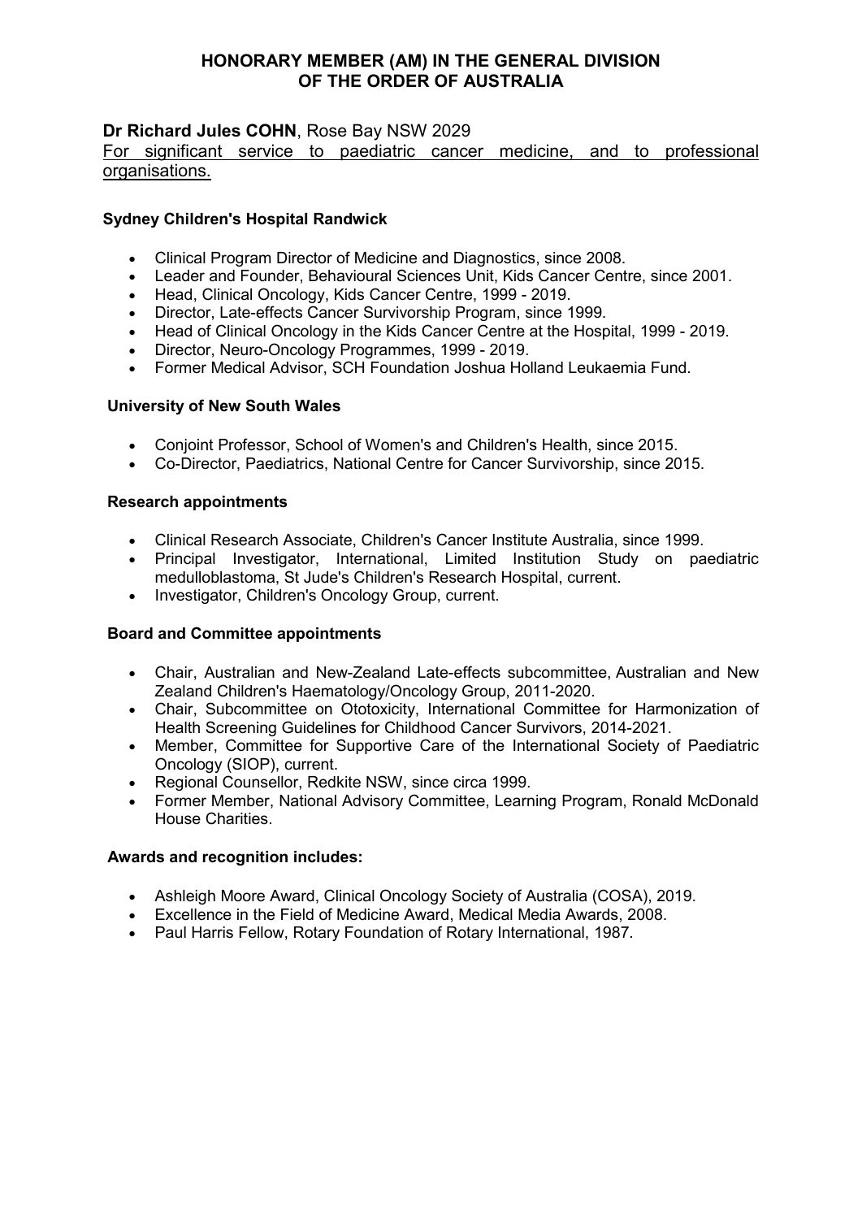# HONORARY MEMBER (AM) IN THE GENERAL DIVISION OF THE ORDER OF AUSTRALIA

## Dr Richard Jules COHN, Rose Bay NSW 2029

For significant service to paediatric cancer medicine, and to professional organisations.

### Sydney Children's Hospital Randwick

- Clinical Program Director of Medicine and Diagnostics, since 2008.
- Leader and Founder, Behavioural Sciences Unit, Kids Cancer Centre, since 2001.
- Head, Clinical Oncology, Kids Cancer Centre, 1999 - 2019.
- Director, Late-effects Cancer Survivorship Program, since 1999.
- Head of Clinical Oncology in the Kids Cancer Centre at the Hospital, 1999 - 2019.
- Director, Neuro-Oncology Programmes, 1999 - 2019.
- Former Medical Advisor, SCH Foundation Joshua Holland Leukaemia Fund.

### University of New South Wales

- Conjoint Professor, School of Women's and Children's Health, since 2015.
- Co-Director, Paediatrics, National Centre for Cancer Survivorship, since 2015.

### Research appointments

- Clinical Research Associate, Children's Cancer Institute Australia, since 1999.
- Principal Investigator, International, Limited Institution Study on paediatric medulloblastoma, St Jude's Children's Research Hospital, current.
- Investigator, Children's Oncology Group, current.

### Board and Committee appointments

- Chair, Australian and New-Zealand Late-effects subcommittee, Australian and New Zealand Children's Haematology/Oncology Group, 2011-2020.
- Chair, Subcommittee on Ototoxicity, International Committee for Harmonization of Health Screening Guidelines for Childhood Cancer Survivors, 2014-2021.
- Member, Committee for Supportive Care of the International Society of Paediatric Oncology (SIOP), current.
- Regional Counsellor, Redkite NSW, since circa 1999.
- Former Member, National Advisory Committee, Learning Program, Ronald McDonald House Charities.

### Awards and recognition includes:

- Ashleigh Moore Award, Clinical Oncology Society of Australia (COSA), 2019.
- Excellence in the Field of Medicine Award, Medical Media Awards, 2008.
- Paul Harris Fellow, Rotary Foundation of Rotary International, 1987.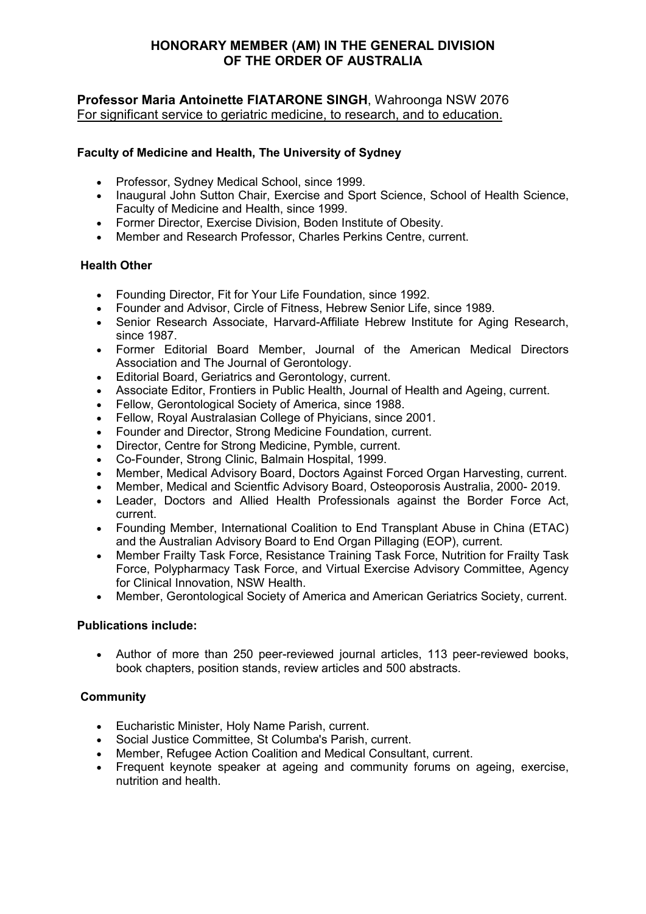## HONORARY MEMBER (AM) IN THE GENERAL DIVISION OF THE ORDER OF AUSTRALIA

**Professor Maria Antoinette FIATARONE SINGH**, Wahroonga NSW 2076
For significant service to geriatric medicine, to research, and to education.

**Faculty of Medicine and Health, The University of Sydney**

- Professor, Sydney Medical School, since 1999.
- Inaugural John Sutton Chair, Exercise and Sport Science, School of Health Science, Faculty of Medicine and Health, since 1999.
- Former Director, Exercise Division, Boden Institute of Obesity.
- Member and Research Professor, Charles Perkins Centre, current.

**Health Other**

- Founding Director, Fit for Your Life Foundation, since 1992.
- Founder and Advisor, Circle of Fitness, Hebrew Senior Life, since 1989.
- Senior Research Associate, Harvard-Affiliate Hebrew Institute for Aging Research, since 1987.
- Former Editorial Board Member, Journal of the American Medical Directors Association and The Journal of Gerontology.
- Editorial Board, Geriatrics and Gerontology, current.
- Associate Editor, Frontiers in Public Health, Journal of Health and Ageing, current.
- Fellow, Gerontological Society of America, since 1988.
- Fellow, Royal Australasian College of Phyicians, since 2001.
- Founder and Director, Strong Medicine Foundation, current.
- Director, Centre for Strong Medicine, Pymble, current.
- Co-Founder, Strong Clinic, Balmain Hospital, 1999.
- Member, Medical Advisory Board, Doctors Against Forced Organ Harvesting, current.
- Member, Medical and Scientfic Advisory Board, Osteoporosis Australia, 2000- 2019.
- Leader, Doctors and Allied Health Professionals against the Border Force Act, current.
- Founding Member, International Coalition to End Transplant Abuse in China (ETAC) and the Australian Advisory Board to End Organ Pillaging (EOP), current.
- Member Frailty Task Force, Resistance Training Task Force, Nutrition for Frailty Task Force, Polypharmacy Task Force, and Virtual Exercise Advisory Committee, Agency for Clinical Innovation, NSW Health.
- Member, Gerontological Society of America and American Geriatrics Society, current.

**Publications include:**

- Author of more than 250 peer-reviewed journal articles, 113 peer-reviewed books, book chapters, position stands, review articles and 500 abstracts.

**Community**

- Eucharistic Minister, Holy Name Parish, current.
- Social Justice Committee, St Columba's Parish, current.
- Member, Refugee Action Coalition and Medical Consultant, current.
- Frequent keynote speaker at ageing and community forums on ageing, exercise, nutrition and health.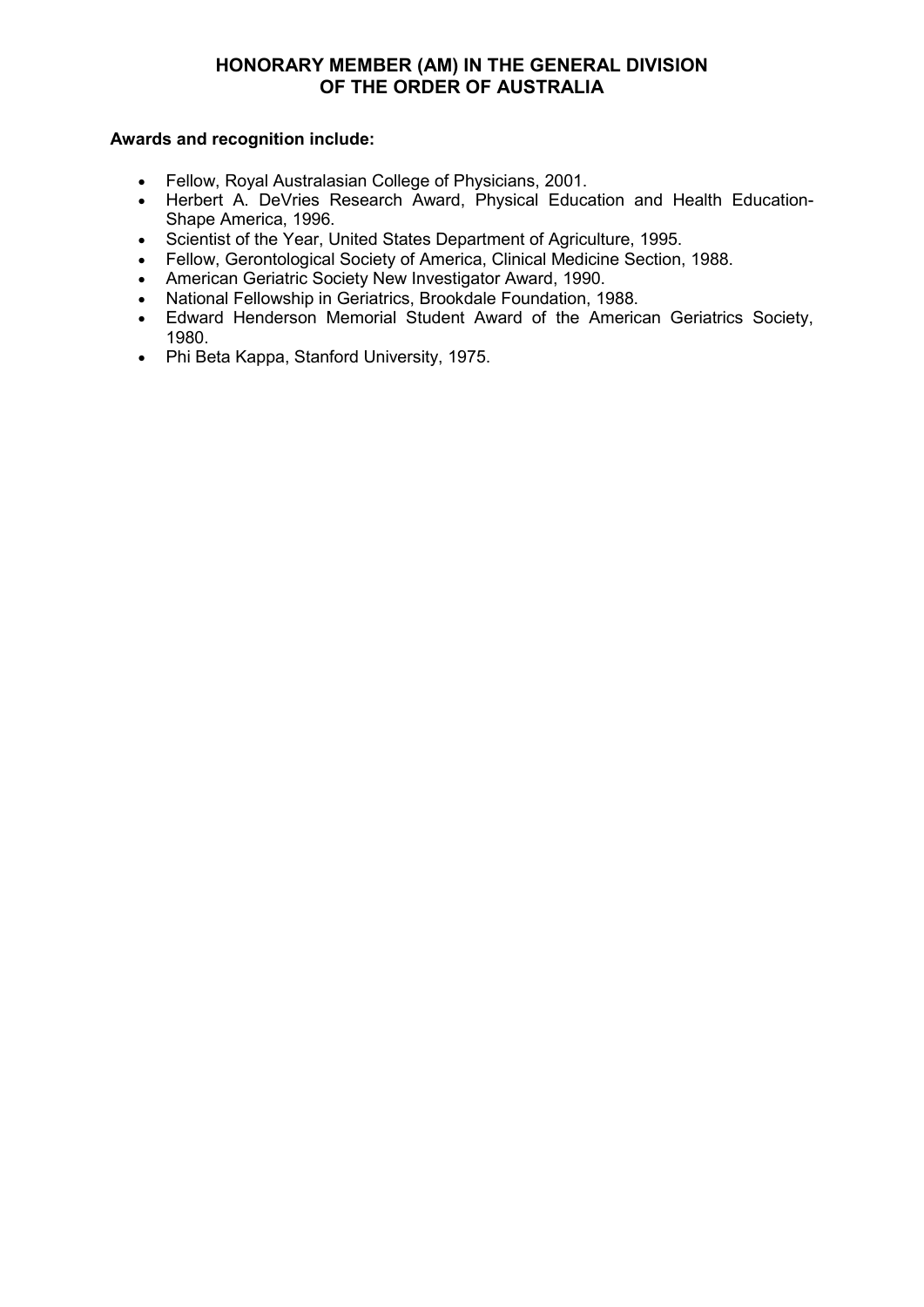## HONORARY MEMBER (AM) IN THE GENERAL DIVISION OF THE ORDER OF AUSTRALIA

**Awards and recognition include:**

- Fellow, Royal Australasian College of Physicians, 2001.
- Herbert A. DeVries Research Award, Physical Education and Health Education-Shape America, 1996.
- Scientist of the Year, United States Department of Agriculture, 1995.
- Fellow, Gerontological Society of America, Clinical Medicine Section, 1988.
- American Geriatric Society New Investigator Award, 1990.
- National Fellowship in Geriatrics, Brookdale Foundation, 1988.
- Edward Henderson Memorial Student Award of the American Geriatrics Society, 1980.
- Phi Beta Kappa, Stanford University, 1975.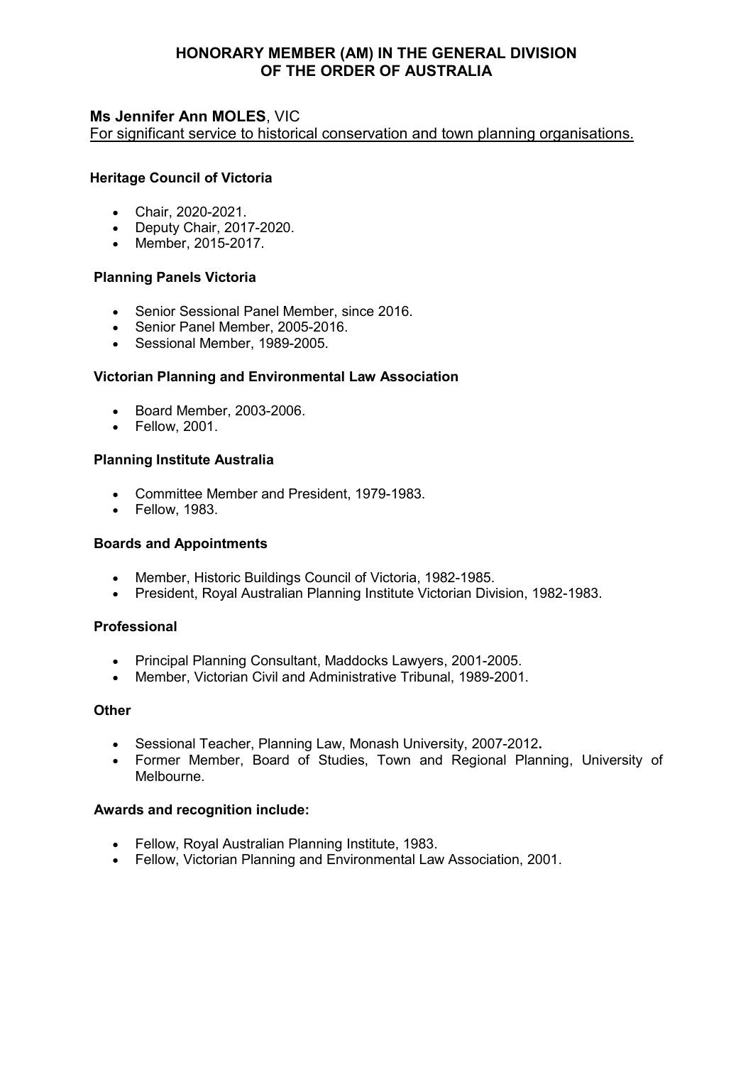# HONORARY MEMBER (AM) IN THE GENERAL DIVISION OF THE ORDER OF AUSTRALIA

## **Ms Jennifer Ann MOLES**, VIC

For significant service to historical conservation and town planning organisations.

### Heritage Council of Victoria

- Chair, 2020-2021.
- Deputy Chair, 2017-2020.
- Member, 2015-2017.

### Planning Panels Victoria

- Senior Sessional Panel Member, since 2016.
- Senior Panel Member, 2005-2016.
- Sessional Member, 1989-2005.

### Victorian Planning and Environmental Law Association

- Board Member, 2003-2006.
- Fellow, 2001.

### Planning Institute Australia

- Committee Member and President, 1979-1983.
- Fellow, 1983.

### Boards and Appointments

- Member, Historic Buildings Council of Victoria, 1982-1985.
- President, Royal Australian Planning Institute Victorian Division, 1982-1983.

### Professional

- Principal Planning Consultant, Maddocks Lawyers, 2001-2005.
- Member, Victorian Civil and Administrative Tribunal, 1989-2001.

### Other

- Sessional Teacher, Planning Law, Monash University, 2007-2012**.**
- Former Member, Board of Studies, Town and Regional Planning, University of Melbourne.

### Awards and recognition include:

- Fellow, Royal Australian Planning Institute, 1983.
- Fellow, Victorian Planning and Environmental Law Association, 2001.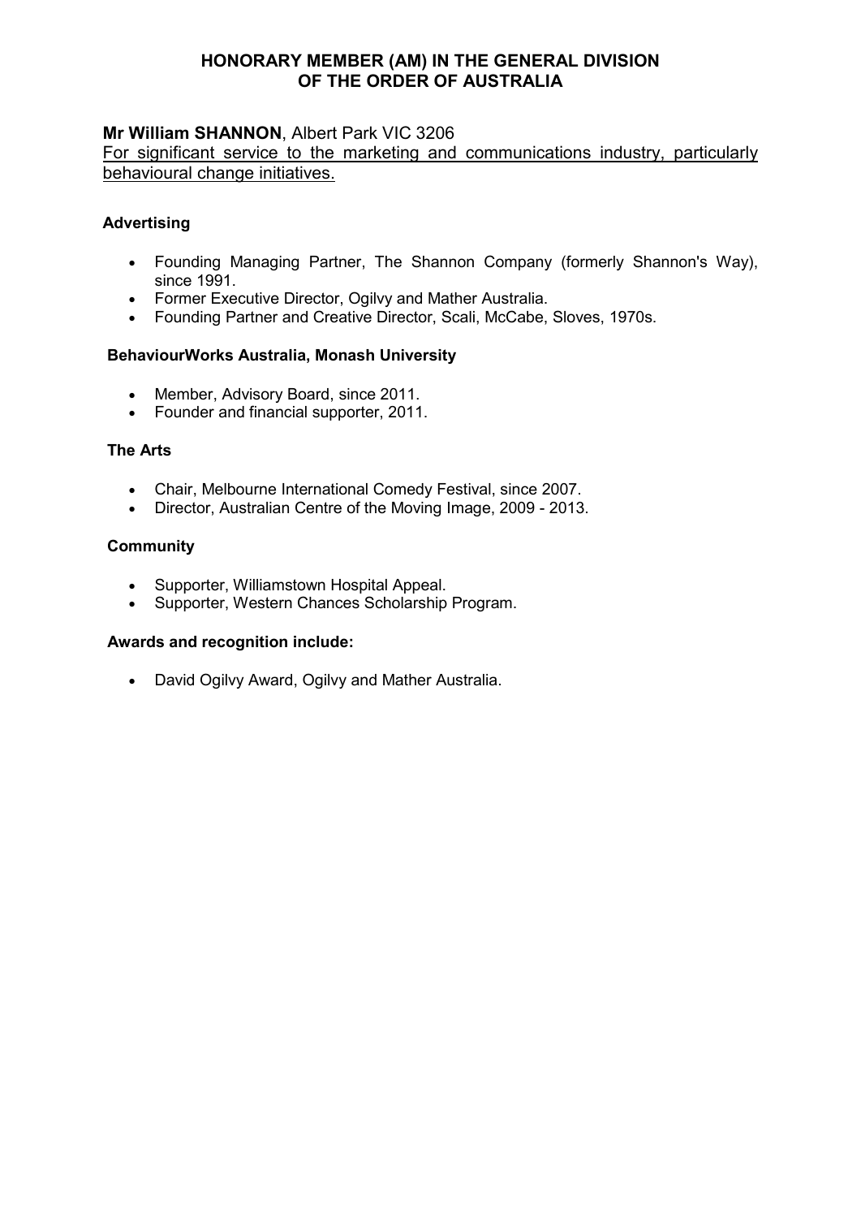# HONORARY MEMBER (AM) IN THE GENERAL DIVISION OF THE ORDER OF AUSTRALIA

**Mr William SHANNON**, Albert Park VIC 3206

For significant service to the marketing and communications industry, particularly behavioural change initiatives.

### Advertising

- Founding Managing Partner, The Shannon Company (formerly Shannon's Way), since 1991.
- Former Executive Director, Ogilvy and Mather Australia.
- Founding Partner and Creative Director, Scali, McCabe, Sloves, 1970s.

### BehaviourWorks Australia, Monash University

- Member, Advisory Board, since 2011.
- Founder and financial supporter, 2011.

### The Arts

- Chair, Melbourne International Comedy Festival, since 2007.
- Director, Australian Centre of the Moving Image, 2009 - 2013.

### Community

- Supporter, Williamstown Hospital Appeal.
- Supporter, Western Chances Scholarship Program.

### Awards and recognition include:

- David Ogilvy Award, Ogilvy and Mather Australia.